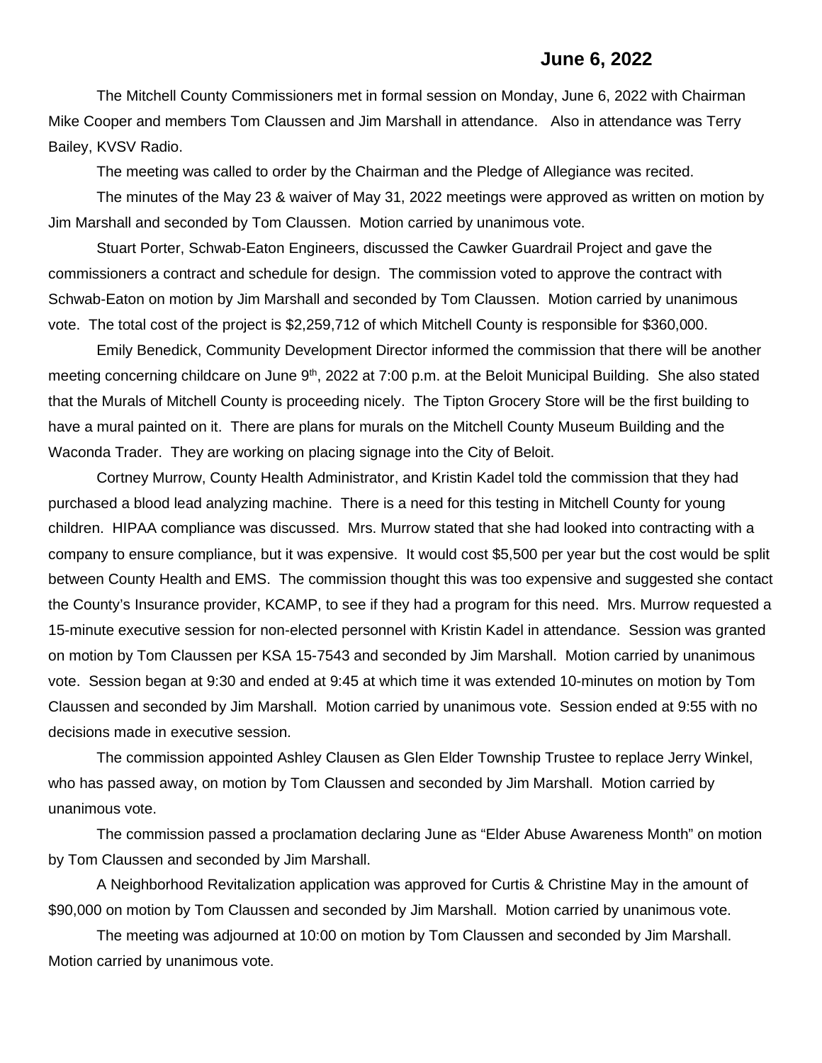**June 6, 2022**

The Mitchell County Commissioners met in formal session on Monday, June 6, 2022 with Chairman Mike Cooper and members Tom Claussen and Jim Marshall in attendance. Also in attendance was Terry Bailey, KVSV Radio.

The meeting was called to order by the Chairman and the Pledge of Allegiance was recited.

The minutes of the May 23 & waiver of May 31, 2022 meetings were approved as written on motion by Jim Marshall and seconded by Tom Claussen. Motion carried by unanimous vote.

Stuart Porter, Schwab-Eaton Engineers, discussed the Cawker Guardrail Project and gave the commissioners a contract and schedule for design. The commission voted to approve the contract with Schwab-Eaton on motion by Jim Marshall and seconded by Tom Claussen. Motion carried by unanimous vote. The total cost of the project is $2,259,712 of which Mitchell County is responsible for $360,000.

Emily Benedick, Community Development Director informed the commission that there will be another meeting concerning childcare on June 9th, 2022 at 7:00 p.m. at the Beloit Municipal Building. She also stated that the Murals of Mitchell County is proceeding nicely. The Tipton Grocery Store will be the first building to have a mural painted on it. There are plans for murals on the Mitchell County Museum Building and the Waconda Trader. They are working on placing signage into the City of Beloit.

Cortney Murrow, County Health Administrator, and Kristin Kadel told the commission that they had purchased a blood lead analyzing machine. There is a need for this testing in Mitchell County for young children. HIPAA compliance was discussed. Mrs. Murrow stated that she had looked into contracting with a company to ensure compliance, but it was expensive. It would cost $5,500 per year but the cost would be split between County Health and EMS. The commission thought this was too expensive and suggested she contact the County's Insurance provider, KCAMP, to see if they had a program for this need. Mrs. Murrow requested a 15-minute executive session for non-elected personnel with Kristin Kadel in attendance. Session was granted on motion by Tom Claussen per KSA 15-7543 and seconded by Jim Marshall. Motion carried by unanimous vote. Session began at 9:30 and ended at 9:45 at which time it was extended 10-minutes on motion by Tom Claussen and seconded by Jim Marshall. Motion carried by unanimous vote. Session ended at 9:55 with no decisions made in executive session.

The commission appointed Ashley Clausen as Glen Elder Township Trustee to replace Jerry Winkel, who has passed away, on motion by Tom Claussen and seconded by Jim Marshall. Motion carried by unanimous vote.

The commission passed a proclamation declaring June as "Elder Abuse Awareness Month" on motion by Tom Claussen and seconded by Jim Marshall.

A Neighborhood Revitalization application was approved for Curtis & Christine May in the amount of $90,000 on motion by Tom Claussen and seconded by Jim Marshall. Motion carried by unanimous vote.

The meeting was adjourned at 10:00 on motion by Tom Claussen and seconded by Jim Marshall. Motion carried by unanimous vote.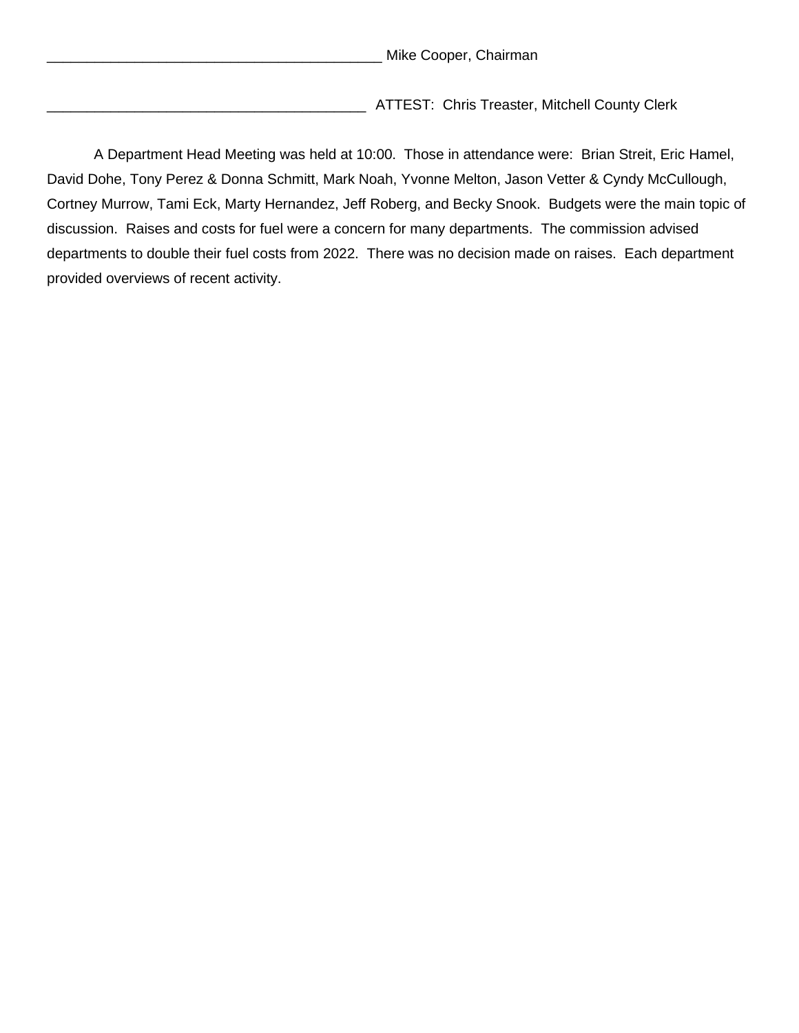__________________________________________ Mike Cooper, Chairman

________________________________________ ATTEST: Chris Treaster, Mitchell County Clerk

A Department Head Meeting was held at 10:00. Those in attendance were: Brian Streit, Eric Hamel, David Dohe, Tony Perez & Donna Schmitt, Mark Noah, Yvonne Melton, Jason Vetter & Cyndy McCullough, Cortney Murrow, Tami Eck, Marty Hernandez, Jeff Roberg, and Becky Snook. Budgets were the main topic of discussion. Raises and costs for fuel were a concern for many departments. The commission advised departments to double their fuel costs from 2022. There was no decision made on raises. Each department provided overviews of recent activity.